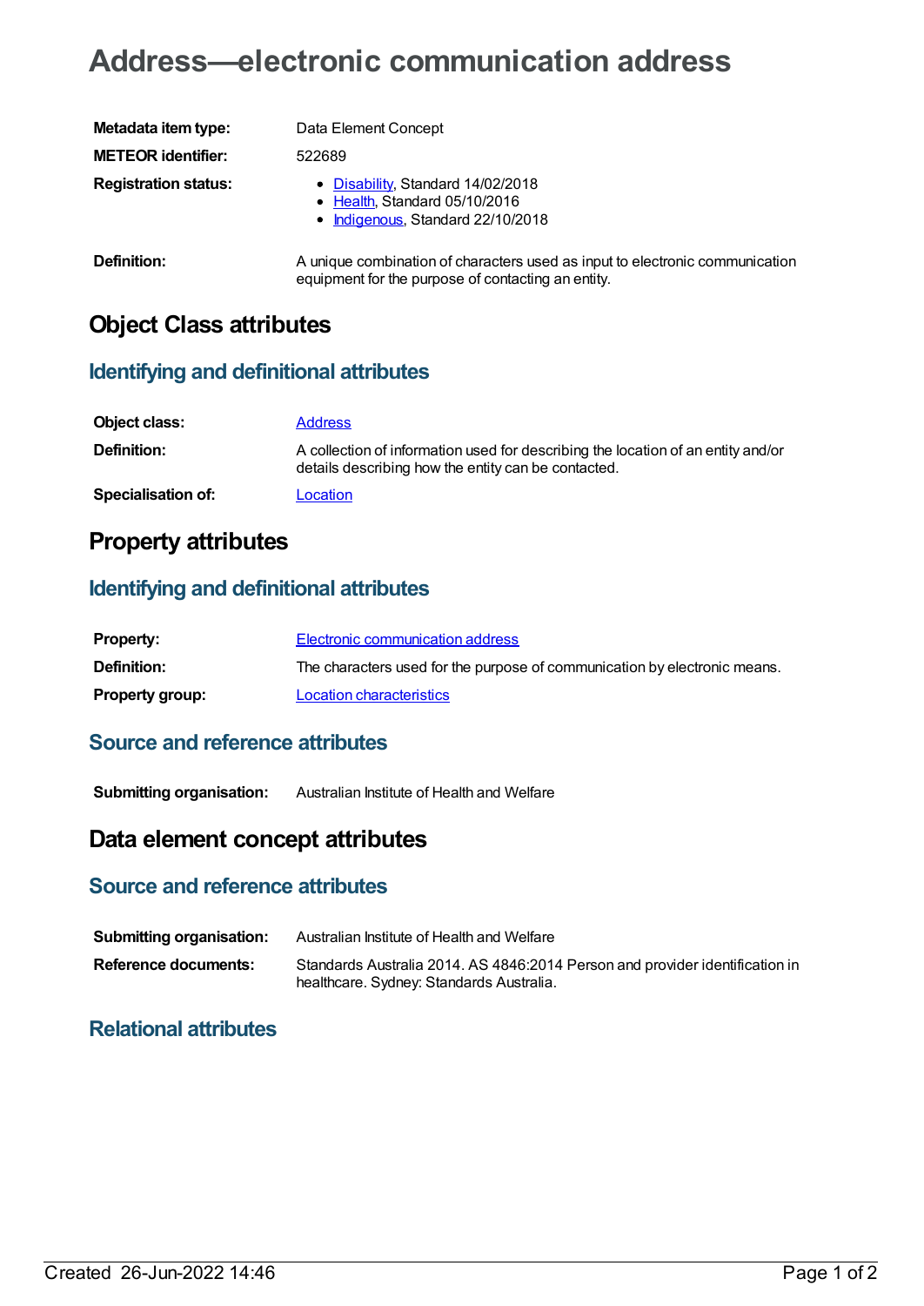# Address—electronic communication address

| | |
|---|---|
| **Metadata item type:** | Data Element Concept |
| **METEOR identifier:** | 522689 |
| **Registration status:** | • Disability, Standard 14/02/2018<br>• Health, Standard 05/10/2016<br>• Indigenous, Standard 22/10/2018 |
| **Definition:** | A unique combination of characters used as input to electronic communication equipment for the purpose of contacting an entity. |

## Object Class attributes

### Identifying and definitional attributes

| | |
|---|---|
| **Object class:** | Address |
| **Definition:** | A collection of information used for describing the location of an entity and/or details describing how the entity can be contacted. |
| **Specialisation of:** | Location |

## Property attributes

### Identifying and definitional attributes

| | |
|---|---|
| **Property:** | Electronic communication address |
| **Definition:** | The characters used for the purpose of communication by electronic means. |
| **Property group:** | Location characteristics |

### Source and reference attributes

| | |
|---|---|
| **Submitting organisation:** | Australian Institute of Health and Welfare |

## Data element concept attributes

### Source and reference attributes

| | |
|---|---|
| **Submitting organisation:** | Australian Institute of Health and Welfare |
| **Reference documents:** | Standards Australia 2014. AS 4846:2014 Person and provider identification in healthcare. Sydney: Standards Australia. |

### Relational attributes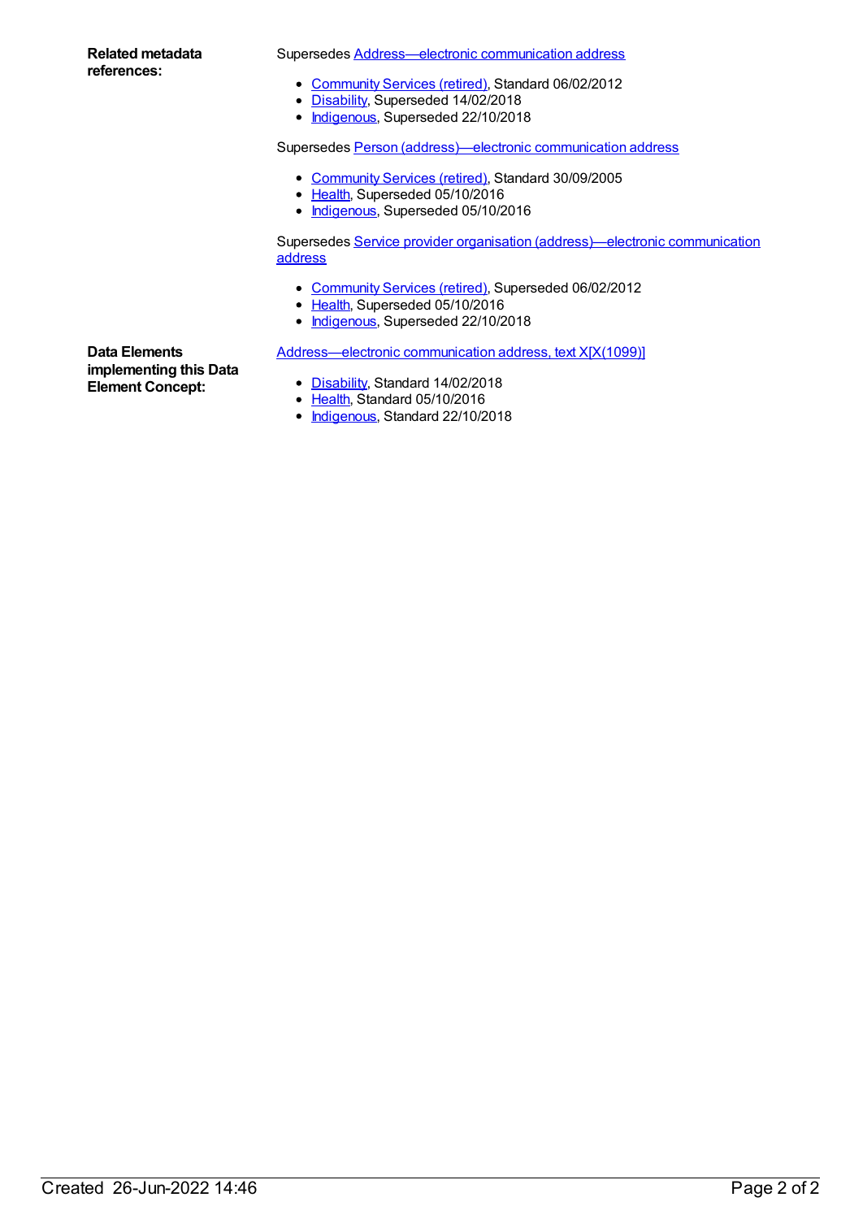**Related metadata references:**

Supersedes Address—electronic communication address

- Community Services (retired), Standard 06/02/2012
- Disability, Superseded 14/02/2018
- Indigenous, Superseded 22/10/2018

Supersedes Person (address)—electronic communication address

- Community Services (retired), Standard 30/09/2005
- Health, Superseded 05/10/2016
- Indigenous, Superseded 05/10/2016

Supersedes Service provider organisation (address)—electronic communication address

- Community Services (retired), Superseded 06/02/2012
- Health, Superseded 05/10/2016
- Indigenous, Superseded 22/10/2018

**Data Elements implementing this Data Element Concept:**

Address—electronic communication address, text X[X(1099)]

- Disability, Standard 14/02/2018
- Health, Standard 05/10/2016
- Indigenous, Standard 22/10/2018